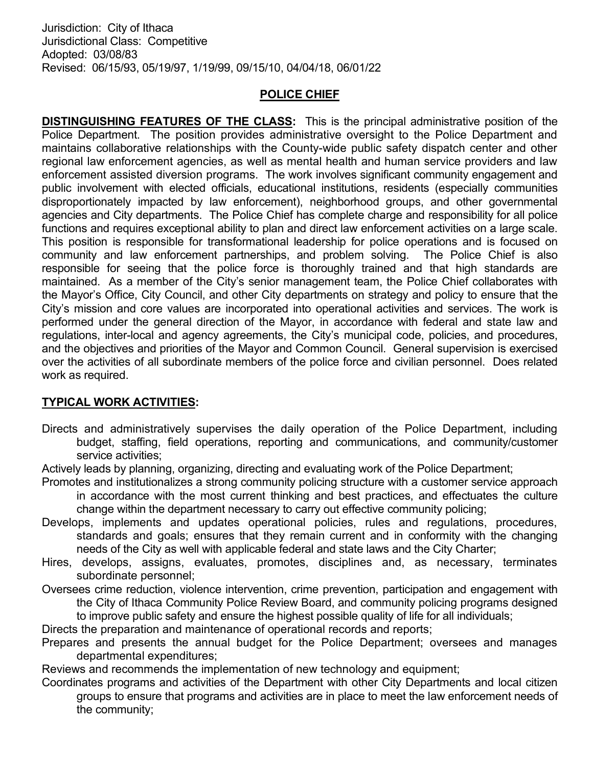Jurisdiction: City of Ithaca
Jurisdictional Class: Competitive
Adopted: 03/08/83
Revised: 06/15/93, 05/19/97, 1/19/99, 09/15/10, 04/04/18, 06/01/22

# POLICE CHIEF

**DISTINGUISHING FEATURES OF THE CLASS:** This is the principal administrative position of the Police Department. The position provides administrative oversight to the Police Department and maintains collaborative relationships with the County-wide public safety dispatch center and other regional law enforcement agencies, as well as mental health and human service providers and law enforcement assisted diversion programs. The work involves significant community engagement and public involvement with elected officials, educational institutions, residents (especially communities disproportionately impacted by law enforcement), neighborhood groups, and other governmental agencies and City departments. The Police Chief has complete charge and responsibility for all police functions and requires exceptional ability to plan and direct law enforcement activities on a large scale. This position is responsible for transformational leadership for police operations and is focused on community and law enforcement partnerships, and problem solving. The Police Chief is also responsible for seeing that the police force is thoroughly trained and that high standards are maintained. As a member of the City's senior management team, the Police Chief collaborates with the Mayor's Office, City Council, and other City departments on strategy and policy to ensure that the City's mission and core values are incorporated into operational activities and services. The work is performed under the general direction of the Mayor, in accordance with federal and state law and regulations, inter-local and agency agreements, the City's municipal code, policies, and procedures, and the objectives and priorities of the Mayor and Common Council. General supervision is exercised over the activities of all subordinate members of the police force and civilian personnel. Does related work as required.

**TYPICAL WORK ACTIVITIES:**

Directs and administratively supervises the daily operation of the Police Department, including budget, staffing, field operations, reporting and communications, and community/customer service activities;

Actively leads by planning, organizing, directing and evaluating work of the Police Department;

Promotes and institutionalizes a strong community policing structure with a customer service approach in accordance with the most current thinking and best practices, and effectuates the culture change within the department necessary to carry out effective community policing;

Develops, implements and updates operational policies, rules and regulations, procedures, standards and goals; ensures that they remain current and in conformity with the changing needs of the City as well with applicable federal and state laws and the City Charter;

Hires, develops, assigns, evaluates, promotes, disciplines and, as necessary, terminates subordinate personnel;

Oversees crime reduction, violence intervention, crime prevention, participation and engagement with the City of Ithaca Community Police Review Board, and community policing programs designed to improve public safety and ensure the highest possible quality of life for all individuals;

Directs the preparation and maintenance of operational records and reports;

Prepares and presents the annual budget for the Police Department; oversees and manages departmental expenditures;

Reviews and recommends the implementation of new technology and equipment;

Coordinates programs and activities of the Department with other City Departments and local citizen groups to ensure that programs and activities are in place to meet the law enforcement needs of the community;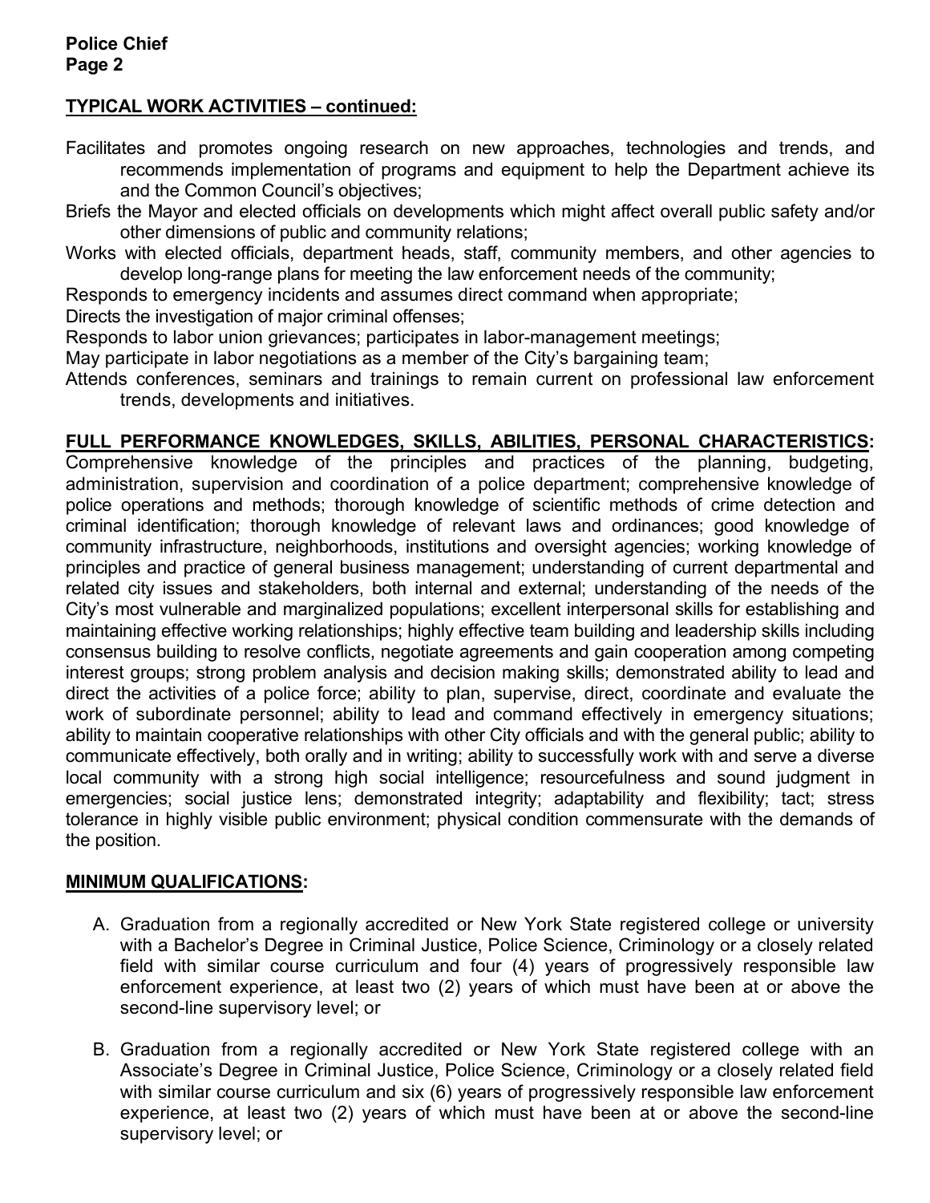## TYPICAL WORK ACTIVITIES – continued:

Facilitates and promotes ongoing research on new approaches, technologies and trends, and recommends implementation of programs and equipment to help the Department achieve its and the Common Council's objectives;

Briefs the Mayor and elected officials on developments which might affect overall public safety and/or other dimensions of public and community relations;

Works with elected officials, department heads, staff, community members, and other agencies to develop long-range plans for meeting the law enforcement needs of the community;

Responds to emergency incidents and assumes direct command when appropriate;

Directs the investigation of major criminal offenses;

Responds to labor union grievances; participates in labor-management meetings;

May participate in labor negotiations as a member of the City's bargaining team;

Attends conferences, seminars and trainings to remain current on professional law enforcement trends, developments and initiatives.

## FULL PERFORMANCE KNOWLEDGES, SKILLS, ABILITIES, PERSONAL CHARACTERISTICS:

Comprehensive knowledge of the principles and practices of the planning, budgeting, administration, supervision and coordination of a police department; comprehensive knowledge of police operations and methods; thorough knowledge of scientific methods of crime detection and criminal identification; thorough knowledge of relevant laws and ordinances; good knowledge of community infrastructure, neighborhoods, institutions and oversight agencies; working knowledge of principles and practice of general business management; understanding of current departmental and related city issues and stakeholders, both internal and external; understanding of the needs of the City's most vulnerable and marginalized populations; excellent interpersonal skills for establishing and maintaining effective working relationships; highly effective team building and leadership skills including consensus building to resolve conflicts, negotiate agreements and gain cooperation among competing interest groups; strong problem analysis and decision making skills; demonstrated ability to lead and direct the activities of a police force; ability to plan, supervise, direct, coordinate and evaluate the work of subordinate personnel; ability to lead and command effectively in emergency situations; ability to maintain cooperative relationships with other City officials and with the general public; ability to communicate effectively, both orally and in writing; ability to successfully work with and serve a diverse local community with a strong high social intelligence; resourcefulness and sound judgment in emergencies; social justice lens; demonstrated integrity; adaptability and flexibility; tact; stress tolerance in highly visible public environment; physical condition commensurate with the demands of the position.

## MINIMUM QUALIFICATIONS:

A. Graduation from a regionally accredited or New York State registered college or university with a Bachelor's Degree in Criminal Justice, Police Science, Criminology or a closely related field with similar course curriculum and four (4) years of progressively responsible law enforcement experience, at least two (2) years of which must have been at or above the second-line supervisory level; or

B. Graduation from a regionally accredited or New York State registered college with an Associate's Degree in Criminal Justice, Police Science, Criminology or a closely related field with similar course curriculum and six (6) years of progressively responsible law enforcement experience, at least two (2) years of which must have been at or above the second-line supervisory level; or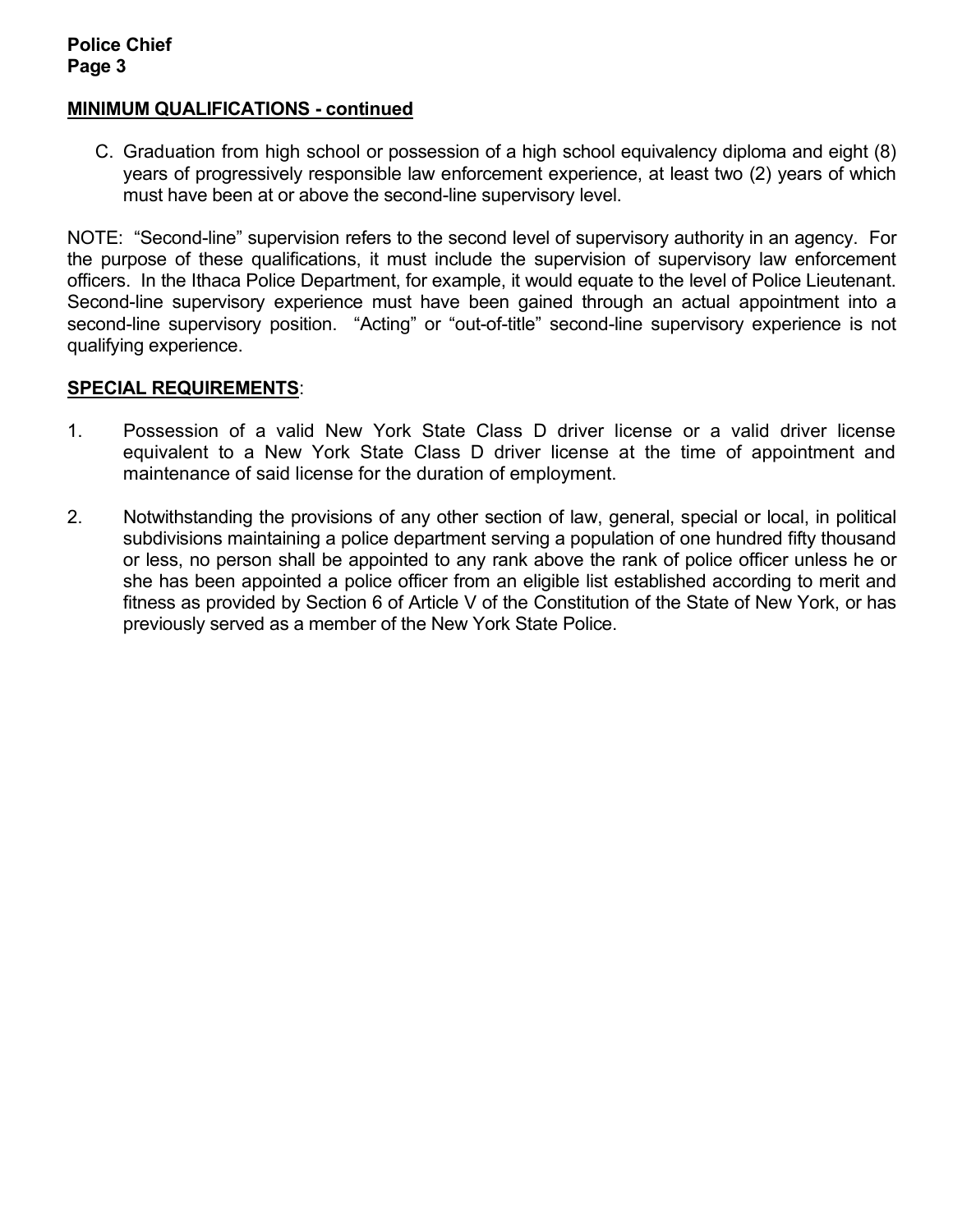## MINIMUM QUALIFICATIONS - continued

C. Graduation from high school or possession of a high school equivalency diploma and eight (8) years of progressively responsible law enforcement experience, at least two (2) years of which must have been at or above the second-line supervisory level.

NOTE: "Second-line" supervision refers to the second level of supervisory authority in an agency. For the purpose of these qualifications, it must include the supervision of supervisory law enforcement officers. In the Ithaca Police Department, for example, it would equate to the level of Police Lieutenant. Second-line supervisory experience must have been gained through an actual appointment into a second-line supervisory position. "Acting" or "out-of-title" second-line supervisory experience is not qualifying experience.

## SPECIAL REQUIREMENTS:

1. Possession of a valid New York State Class D driver license or a valid driver license equivalent to a New York State Class D driver license at the time of appointment and maintenance of said license for the duration of employment.

2. Notwithstanding the provisions of any other section of law, general, special or local, in political subdivisions maintaining a police department serving a population of one hundred fifty thousand or less, no person shall be appointed to any rank above the rank of police officer unless he or she has been appointed a police officer from an eligible list established according to merit and fitness as provided by Section 6 of Article V of the Constitution of the State of New York, or has previously served as a member of the New York State Police.